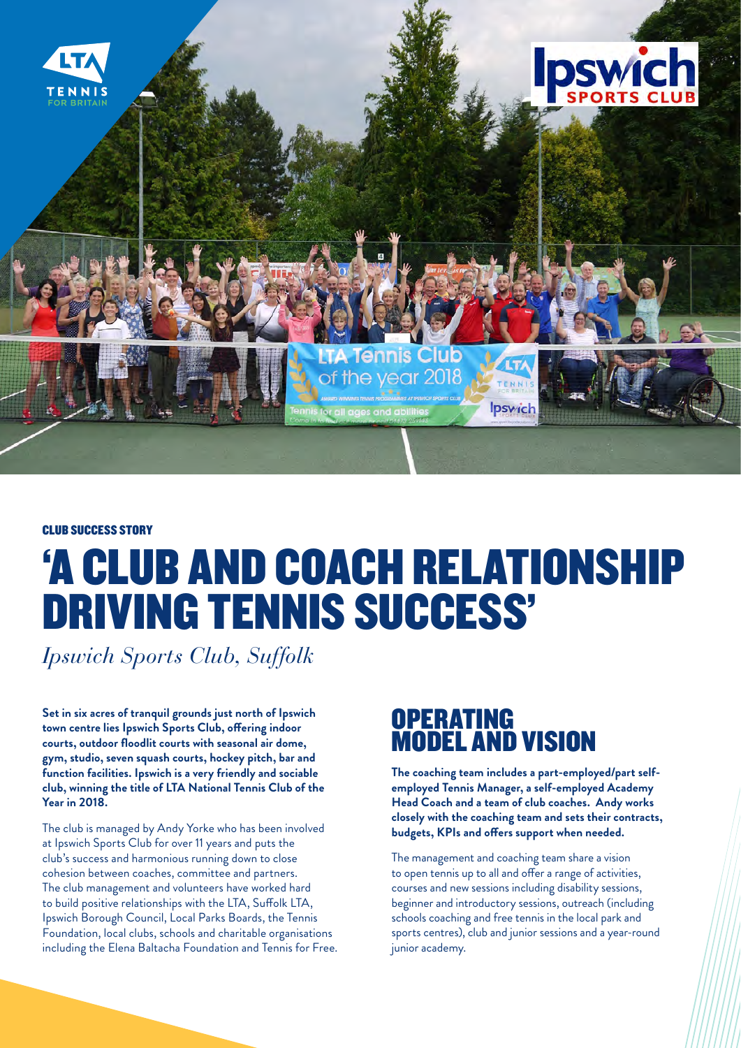CLUB SUCCESS STORY

# 'A CLUB AND COACH RELATIONSHIP DRIVING TENNIS SUCCESS'

*Ipswich Sports Club, Suffolk*

**Set in six acres of tranquil grounds just north of Ipswich town centre lies Ipswich Sports Club, offering indoor courts, outdoor floodlit courts with seasonal air dome, gym, studio, seven squash courts, hockey pitch, bar and function facilities. Ipswich is a very friendly and sociable club, winning the title of LTA National Tennis Club of the Year in 2018.**

The club is managed by Andy Yorke who has been involved at Ipswich Sports Club for over 11 years and puts the club's success and harmonious running down to close cohesion between coaches, committee and partners. The club management and volunteers have worked hard to build positive relationships with the LTA, Suffolk LTA, Ipswich Borough Council, Local Parks Boards, the Tennis Foundation, local clubs, schools and charitable organisations including the Elena Baltacha Foundation and Tennis for Free.

## OPERATING MODEL AND VISION

**The coaching team includes a part-employed/part self-employed Tennis Manager, a self-employed Academy Head Coach and a team of club coaches. Andy works closely with the coaching team and sets their contracts, budgets, KPIs and offers support when needed.**

The management and coaching team share a vision to open tennis up to all and offer a range of activities, courses and new sessions including disability sessions, beginner and introductory sessions, outreach (including schools coaching and free tennis in the local park and sports centres), club and junior sessions and a year-round junior academy.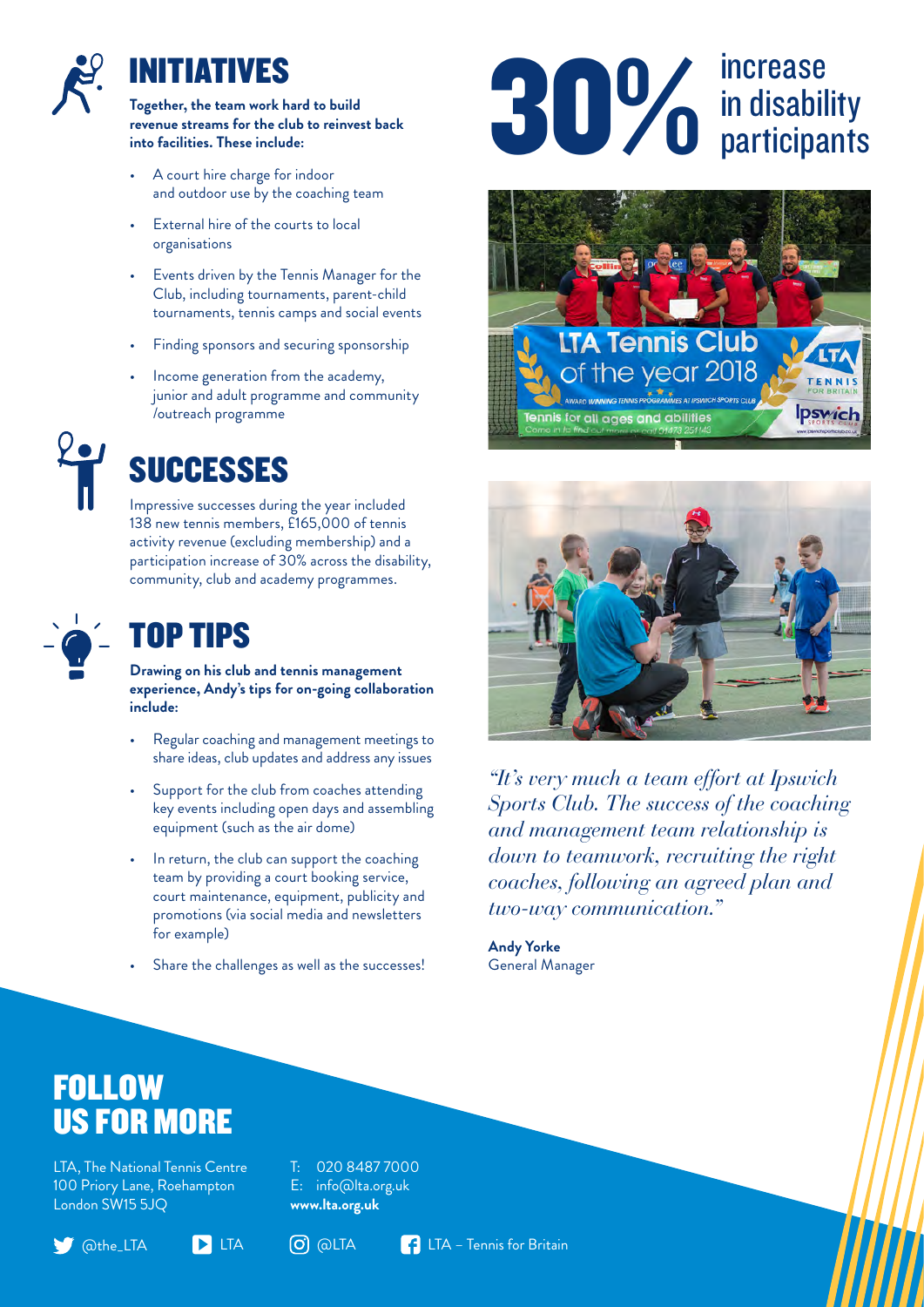## INITIATIVES

**Together, the team work hard to build revenue streams for the club to reinvest back into facilities. These include:**

- A court hire charge for indoor and outdoor use by the coaching team
- External hire of the courts to local organisations
- Events driven by the Tennis Manager for the Club, including tournaments, parent-child tournaments, tennis camps and social events
- Finding sponsors and securing sponsorship
- Income generation from the academy, junior and adult programme and community /outreach programme

## SUCCESSES

Impressive successes during the year included 138 new tennis members, £165,000 of tennis activity revenue (excluding membership) and a participation increase of 30% across the disability, community, club and academy programmes.

## TOP TIPS

**Drawing on his club and tennis management experience, Andy's tips for on-going collaboration include:**

- Regular coaching and management meetings to share ideas, club updates and address any issues
- Support for the club from coaches attending key events including open days and assembling equipment (such as the air dome)
- In return, the club can support the coaching team by providing a court booking service, court maintenance, equipment, publicity and promotions (via social media and newsletters for example)
- Share the challenges as well as the successes!

**30%** increase in disability participants

*"It's very much a team effort at Ipswich Sports Club. The success of the coaching and management team relationship is down to teamwork, recruiting the right coaches, following an agreed plan and two-way communication."*

**Andy Yorke**
General Manager

## FOLLOW US FOR MORE

LTA, The National Tennis Centre
100 Priory Lane, Roehampton
London SW15 5JQ

T: 020 8487 7000
E: info@lta.org.uk
**www.lta.org.uk**

@the_LTA LTA @LTA LTA – Tennis for Britain